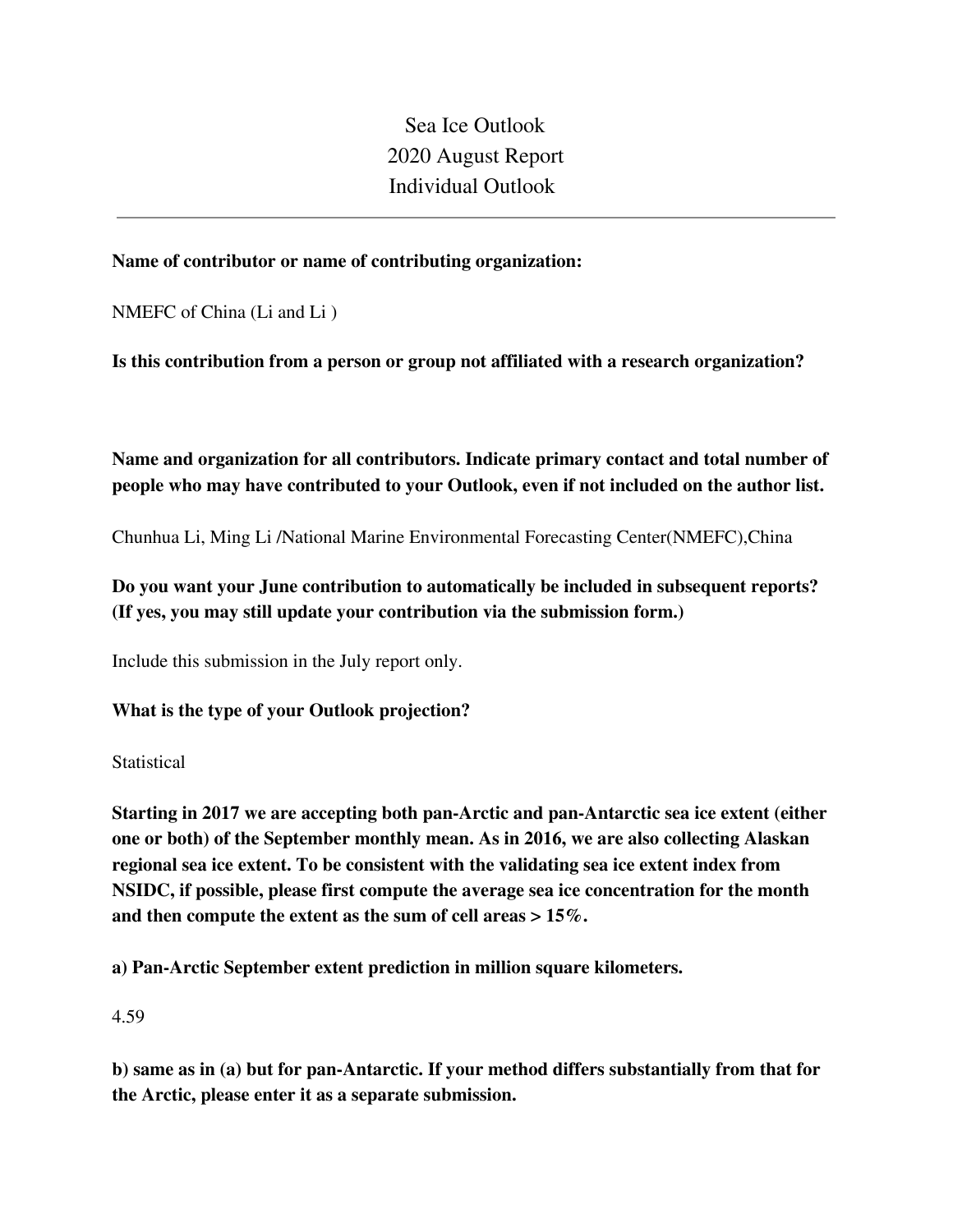# Sea Ice Outlook
# 2020 August Report
# Individual Outlook

---

**Name of contributor or name of contributing organization:**

NMEFC of China (Li and Li )

**Is this contribution from a person or group not affiliated with a research organization?**

**Name and organization for all contributors. Indicate primary contact and total number of people who may have contributed to your Outlook, even if not included on the author list.**

Chunhua Li, Ming Li /National Marine Environmental Forecasting Center(NMEFC),China

**Do you want your June contribution to automatically be included in subsequent reports? (If yes, you may still update your contribution via the submission form.)**

Include this submission in the July report only.

**What is the type of your Outlook projection?**

Statistical

**Starting in 2017 we are accepting both pan-Arctic and pan-Antarctic sea ice extent (either one or both) of the September monthly mean. As in 2016, we are also collecting Alaskan regional sea ice extent. To be consistent with the validating sea ice extent index from NSIDC, if possible, please first compute the average sea ice concentration for the month and then compute the extent as the sum of cell areas > 15%.**

**a) Pan-Arctic September extent prediction in million square kilometers.**

4.59

**b) same as in (a) but for pan-Antarctic. If your method differs substantially from that for the Arctic, please enter it as a separate submission.**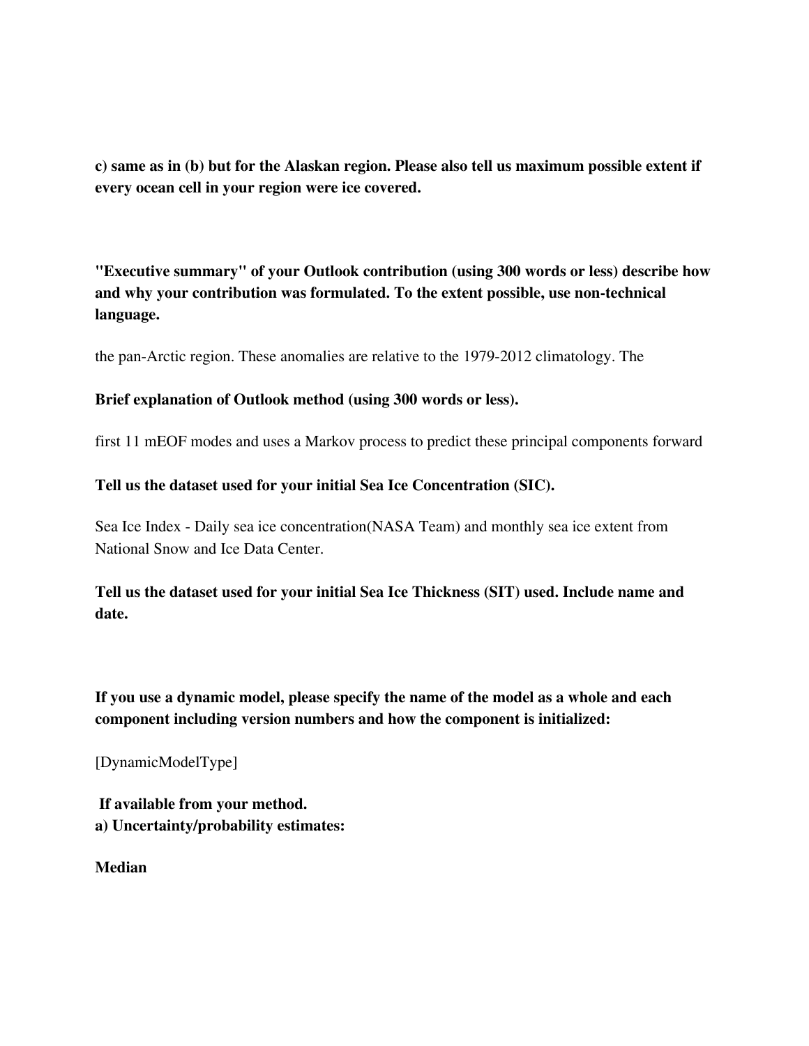**c) same as in (b) but for the Alaskan region. Please also tell us maximum possible extent if every ocean cell in your region were ice covered.**

**"Executive summary" of your Outlook contribution (using 300 words or less) describe how and why your contribution was formulated. To the extent possible, use non-technical language.**

the pan-Arctic region. These anomalies are relative to the 1979-2012 climatology. The

**Brief explanation of Outlook method (using 300 words or less).**

first 11 mEOF modes and uses a Markov process to predict these principal components forward

**Tell us the dataset used for your initial Sea Ice Concentration (SIC).**

Sea Ice Index - Daily sea ice concentration(NASA Team) and monthly sea ice extent from National Snow and Ice Data Center.

**Tell us the dataset used for your initial Sea Ice Thickness (SIT) used. Include name and date.**

**If you use a dynamic model, please specify the name of the model as a whole and each component including version numbers and how the component is initialized:**

[DynamicModelType]

**If available from your method.**
**a) Uncertainty/probability estimates:**

**Median**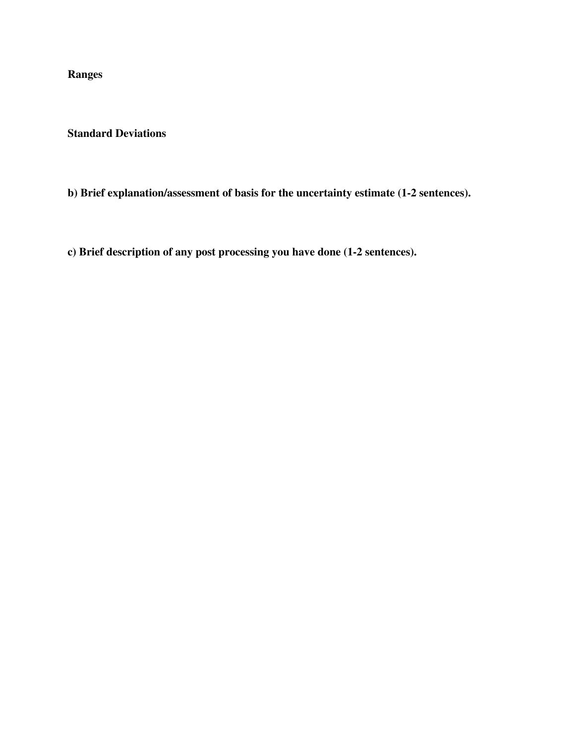**Ranges**

**Standard Deviations**

**b) Brief explanation/assessment of basis for the uncertainty estimate (1-2 sentences).**

**c) Brief description of any post processing you have done (1-2 sentences).**